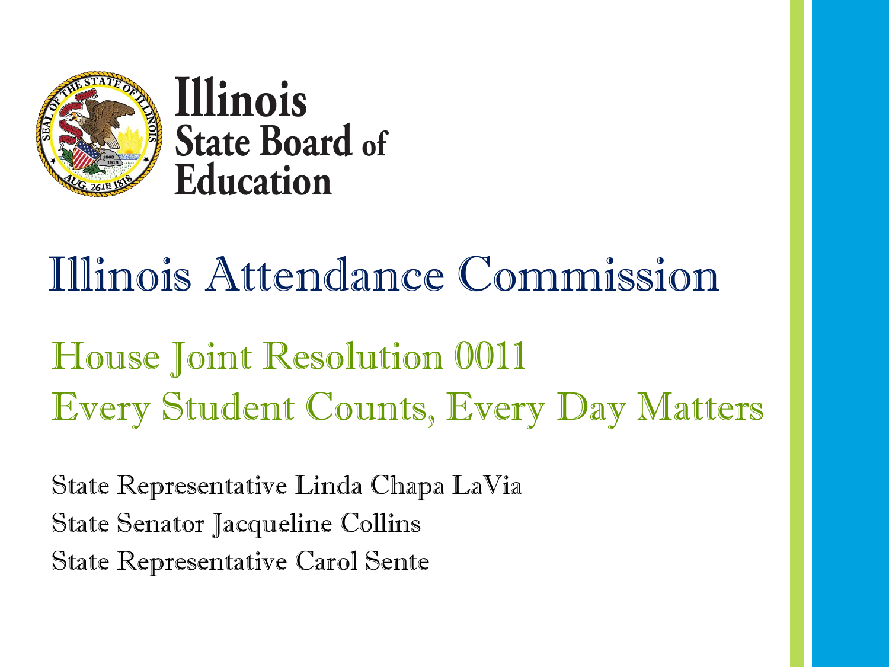Illinois State Board of Education

# Illinois Attendance Commission

## House Joint Resolution 0011
## Every Student Counts, Every Day Matters

State Representative Linda Chapa LaVia

State Senator Jacqueline Collins

State Representative Carol Sente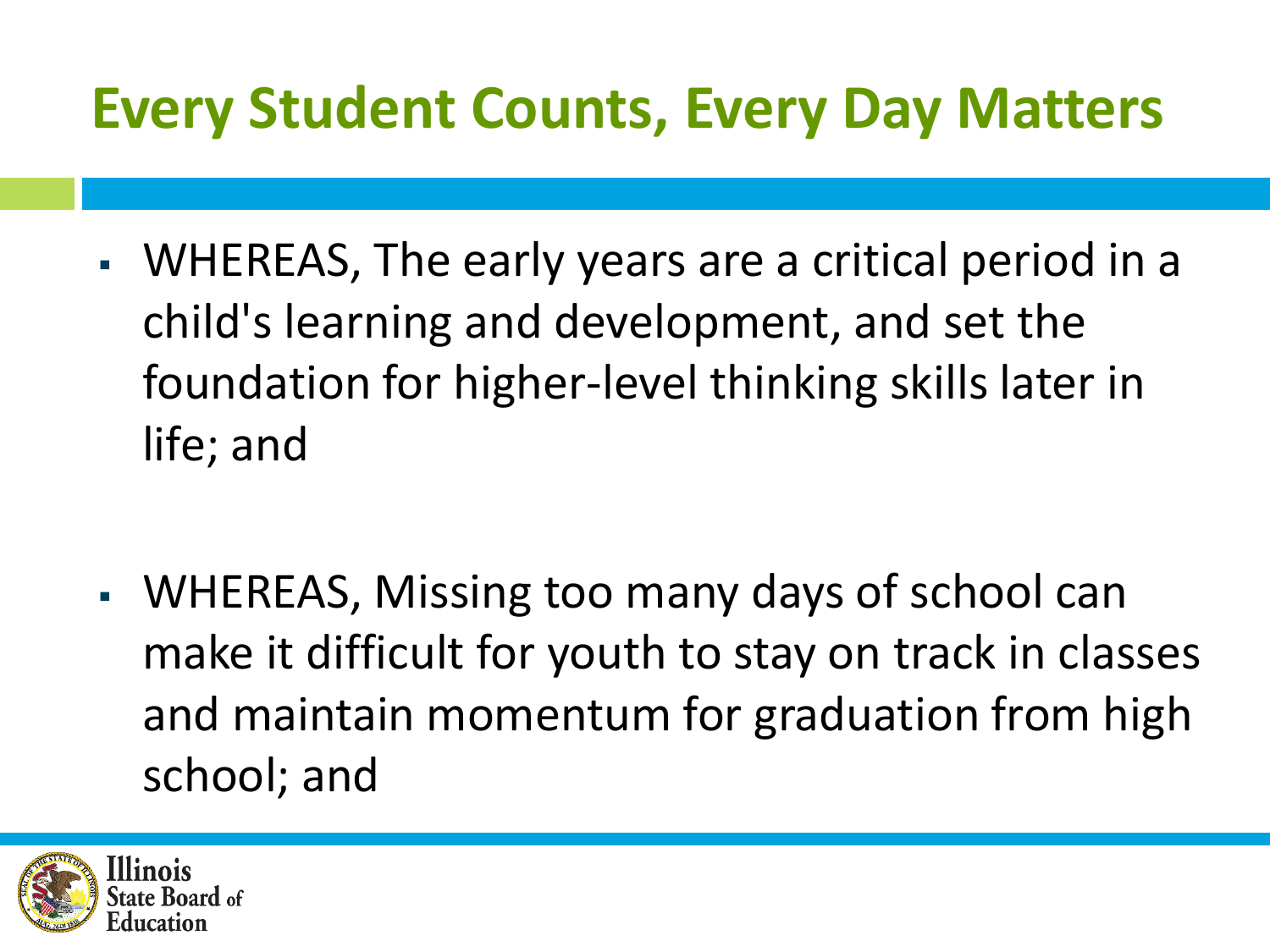# Every Student Counts, Every Day Matters

- WHEREAS, The early years are a critical period in a child's learning and development, and set the foundation for higher-level thinking skills later in life; and

- WHEREAS, Missing too many days of school can make it difficult for youth to stay on track in classes and maintain momentum for graduation from high school; and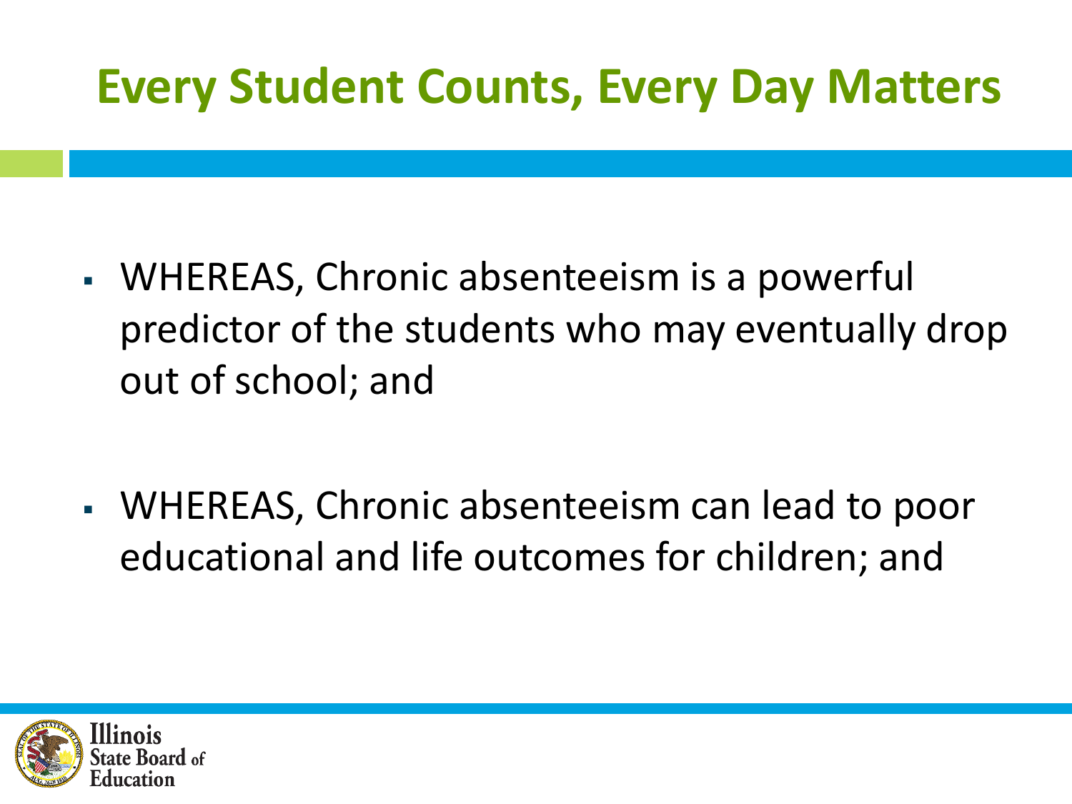# Every Student Counts, Every Day Matters

- WHEREAS, Chronic absenteeism is a powerful predictor of the students who may eventually drop out of school; and
- WHEREAS, Chronic absenteeism can lead to poor educational and life outcomes for children; and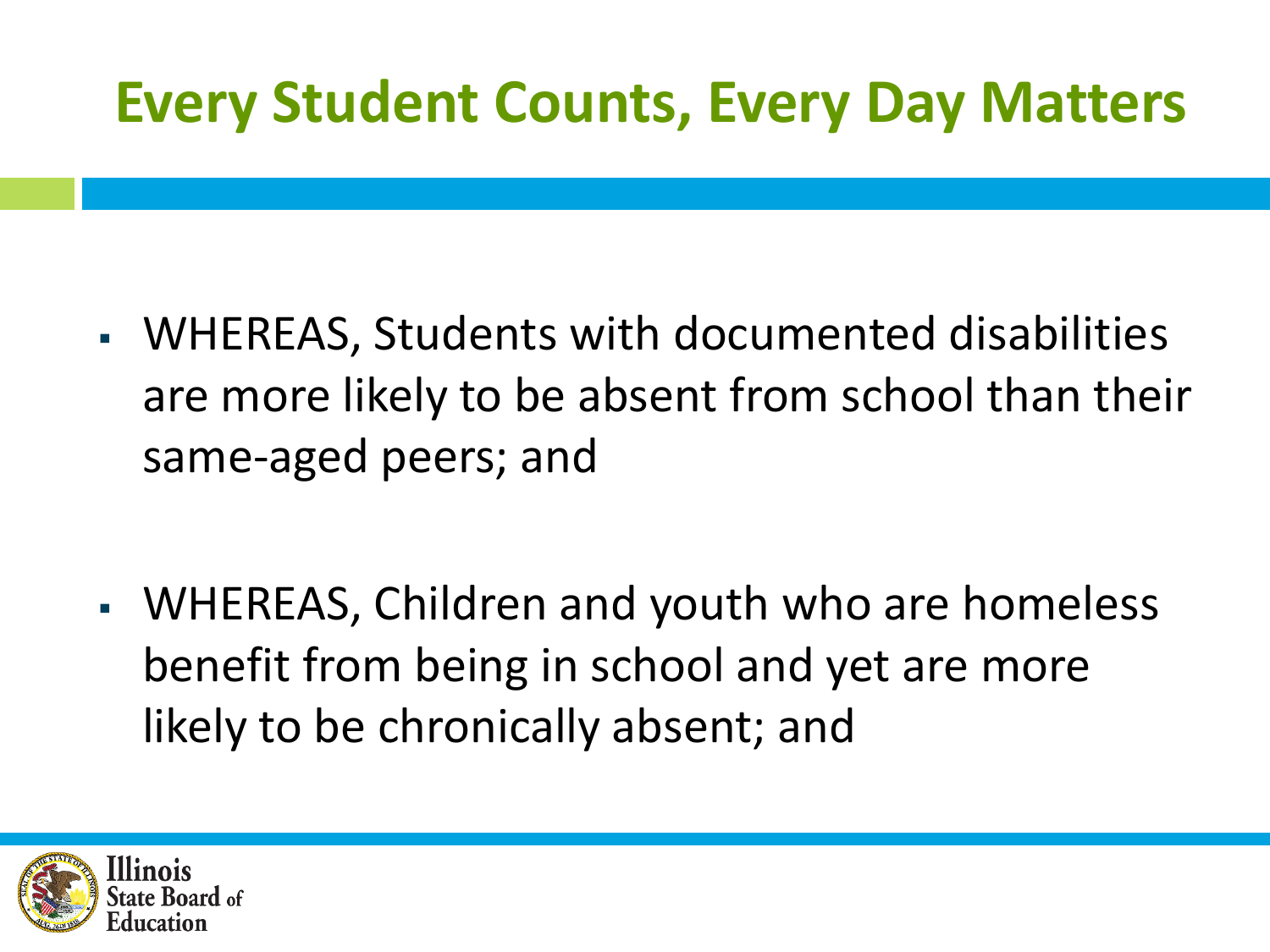# Every Student Counts, Every Day Matters

- WHEREAS, Students with documented disabilities are more likely to be absent from school than their same-aged peers; and

- WHEREAS, Children and youth who are homeless benefit from being in school and yet are more likely to be chronically absent; and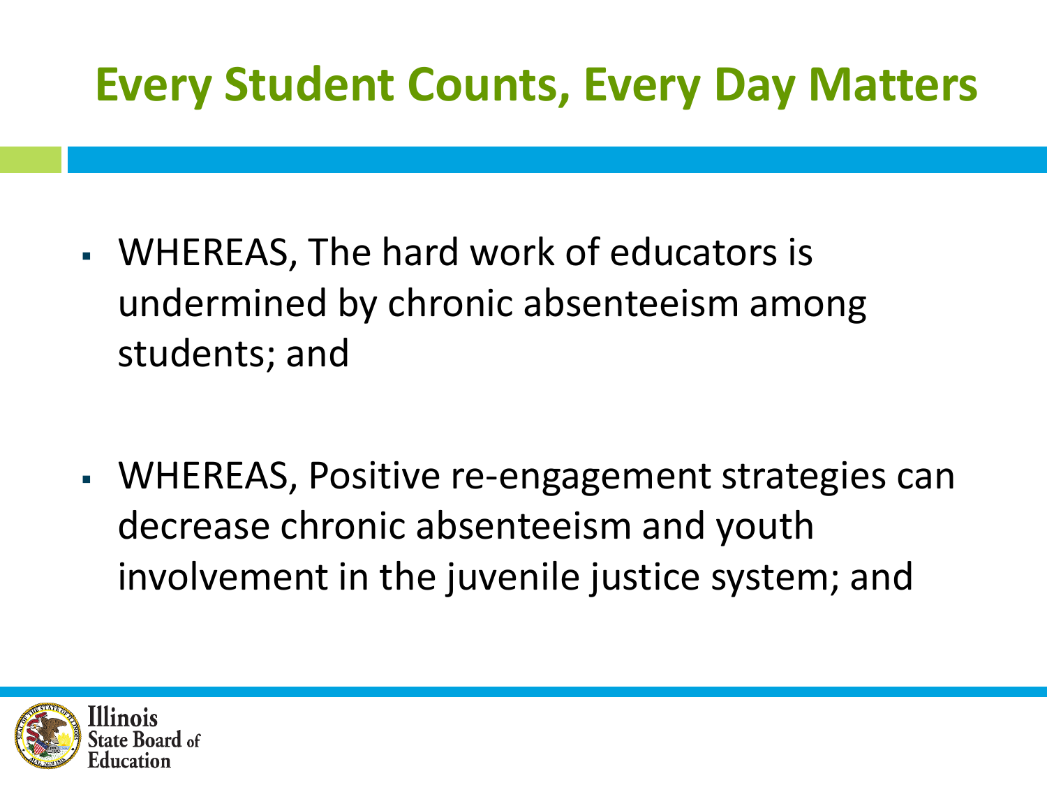# Every Student Counts, Every Day Matters

- WHEREAS, The hard work of educators is undermined by chronic absenteeism among students; and

- WHEREAS, Positive re-engagement strategies can decrease chronic absenteeism and youth involvement in the juvenile justice system; and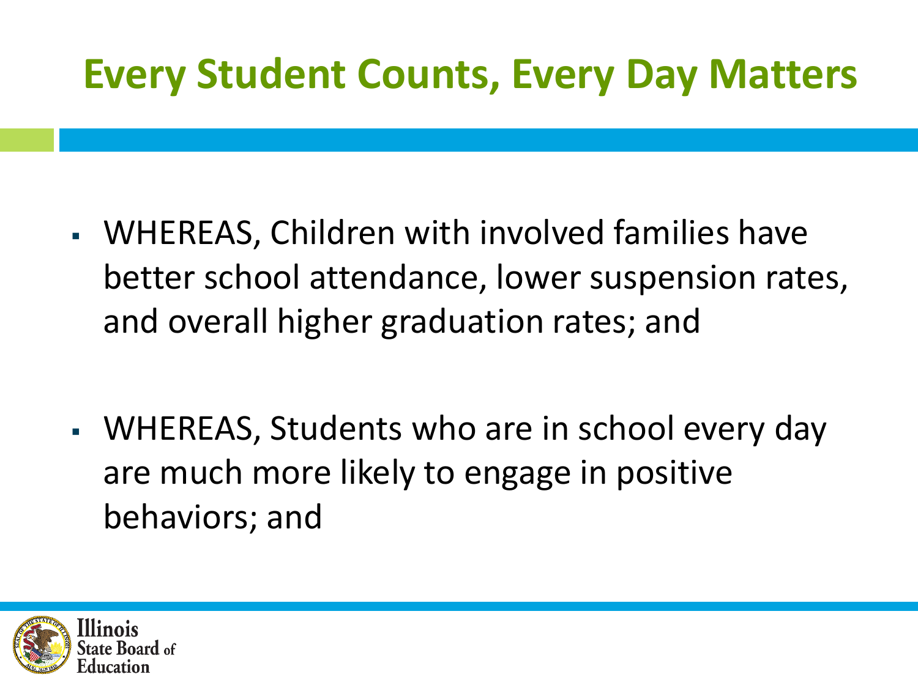# Every Student Counts, Every Day Matters

- WHEREAS, Children with involved families have better school attendance, lower suspension rates, and overall higher graduation rates; and
- WHEREAS, Students who are in school every day are much more likely to engage in positive behaviors; and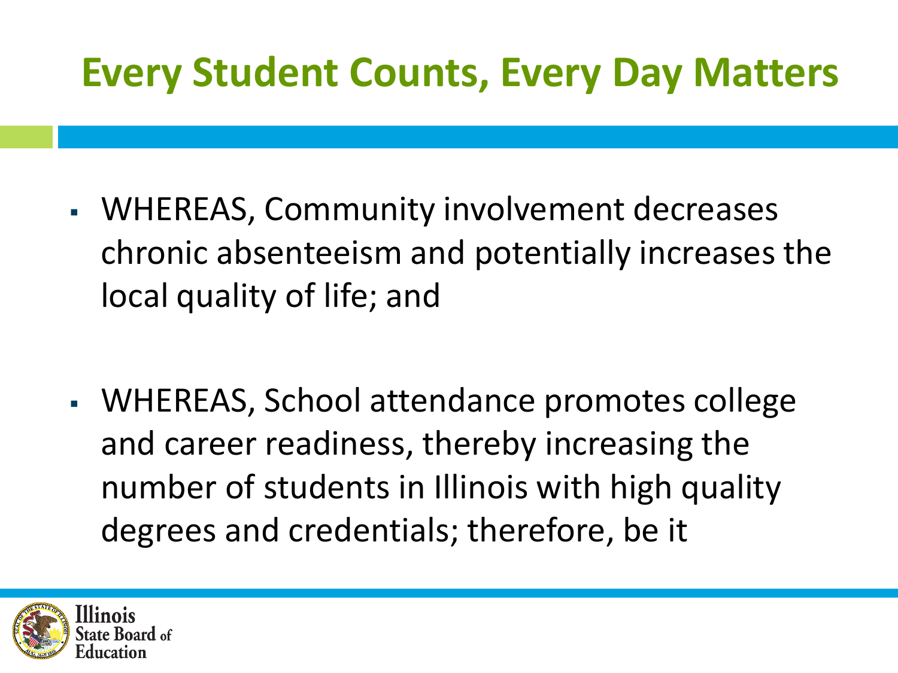# Every Student Counts, Every Day Matters

- WHEREAS, Community involvement decreases chronic absenteeism and potentially increases the local quality of life; and

- WHEREAS, School attendance promotes college and career readiness, thereby increasing the number of students in Illinois with high quality degrees and credentials; therefore, be it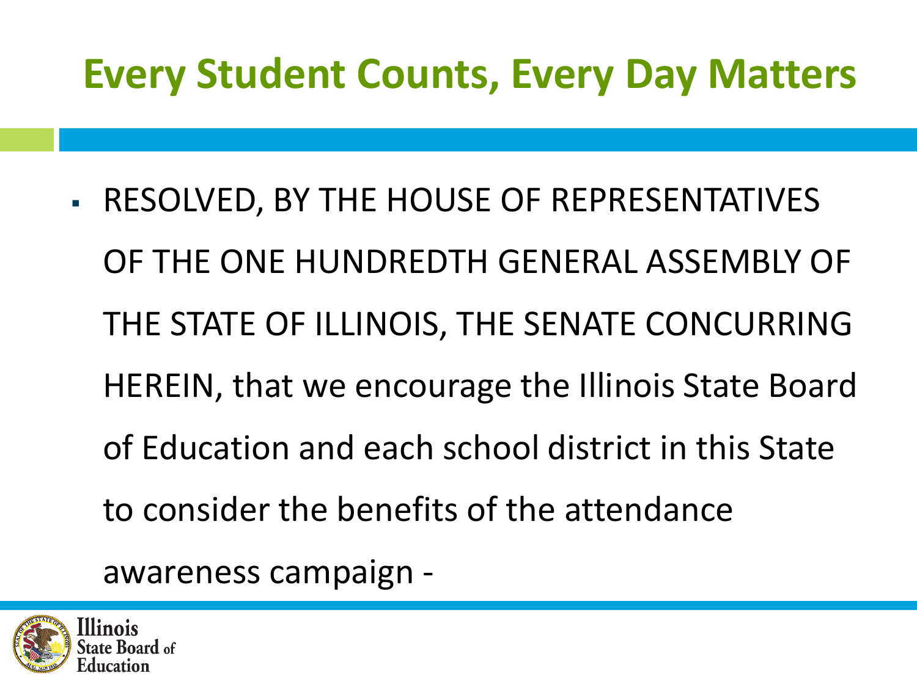# Every Student Counts, Every Day Matters

- RESOLVED, BY THE HOUSE OF REPRESENTATIVES OF THE ONE HUNDREDTH GENERAL ASSEMBLY OF THE STATE OF ILLINOIS, THE SENATE CONCURRING HEREIN, that we encourage the Illinois State Board of Education and each school district in this State to consider the benefits of the attendance awareness campaign -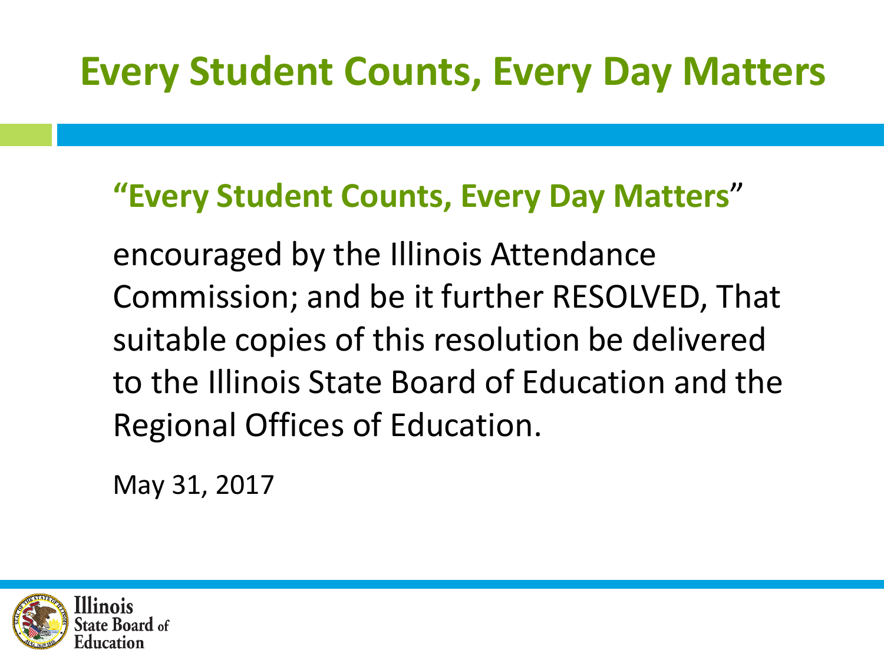# Every Student Counts, Every Day Matters

**"Every Student Counts, Every Day Matters"**

encouraged by the Illinois Attendance Commission; and be it further RESOLVED, That suitable copies of this resolution be delivered to the Illinois State Board of Education and the Regional Offices of Education.

May 31, 2017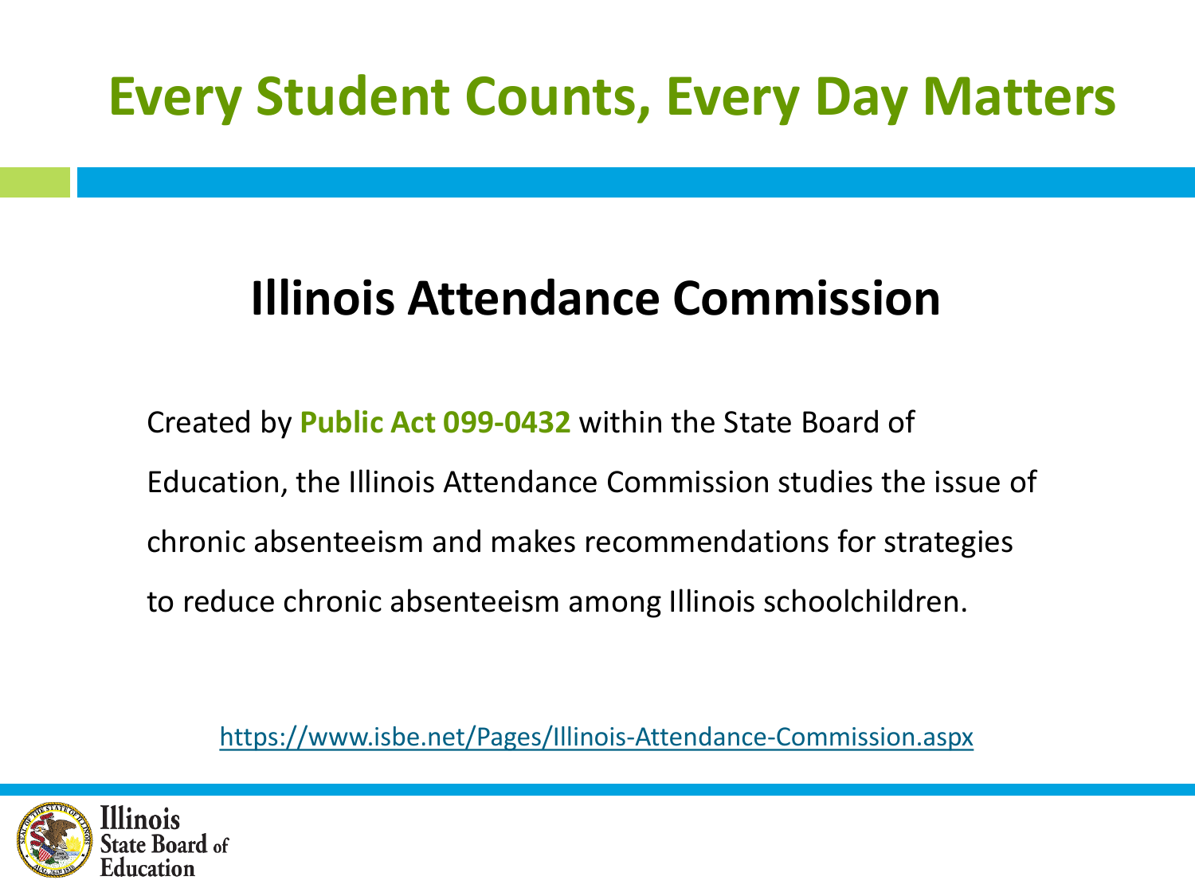# Every Student Counts, Every Day Matters

## Illinois Attendance Commission

Created by **Public Act 099-0432** within the State Board of Education, the Illinois Attendance Commission studies the issue of chronic absenteeism and makes recommendations for strategies to reduce chronic absenteeism among Illinois schoolchildren.

https://www.isbe.net/Pages/Illinois-Attendance-Commission.aspx

Illinois State Board of Education